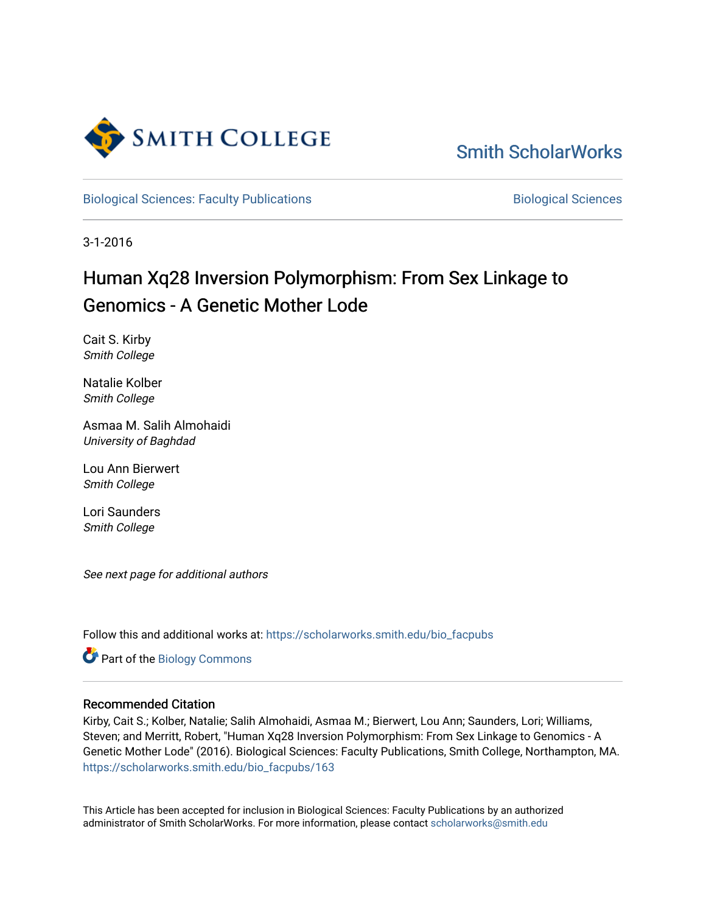Smith College

Smith ScholarWorks

Biological Sciences: Faculty Publications

Biological Sciences

3-1-2016

# Human Xq28 Inversion Polymorphism: From Sex Linkage to Genomics - A Genetic Mother Lode

Cait S. Kirby
*Smith College*

Natalie Kolber
*Smith College*

Asmaa M. Salih Almohaidi
*University of Baghdad*

Lou Ann Bierwert
*Smith College*

Lori Saunders
*Smith College*

*See next page for additional authors*

Follow this and additional works at: https://scholarworks.smith.edu/bio_facpubs

Part of the Biology Commons

### Recommended Citation

Kirby, Cait S.; Kolber, Natalie; Salih Almohaidi, Asmaa M.; Bierwert, Lou Ann; Saunders, Lori; Williams, Steven; and Merritt, Robert, "Human Xq28 Inversion Polymorphism: From Sex Linkage to Genomics - A Genetic Mother Lode" (2016). Biological Sciences: Faculty Publications, Smith College, Northampton, MA.
https://scholarworks.smith.edu/bio_facpubs/163

This Article has been accepted for inclusion in Biological Sciences: Faculty Publications by an authorized administrator of Smith ScholarWorks. For more information, please contact scholarworks@smith.edu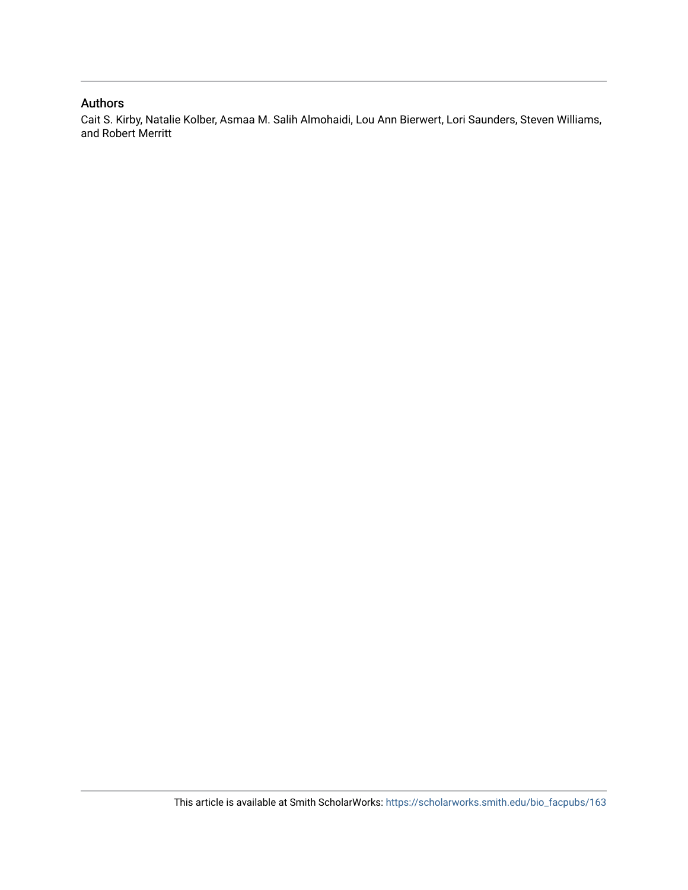## Authors

Cait S. Kirby, Natalie Kolber, Asmaa M. Salih Almohaidi, Lou Ann Bierwert, Lori Saunders, Steven Williams, and Robert Merritt

This article is available at Smith ScholarWorks: https://scholarworks.smith.edu/bio_facpubs/163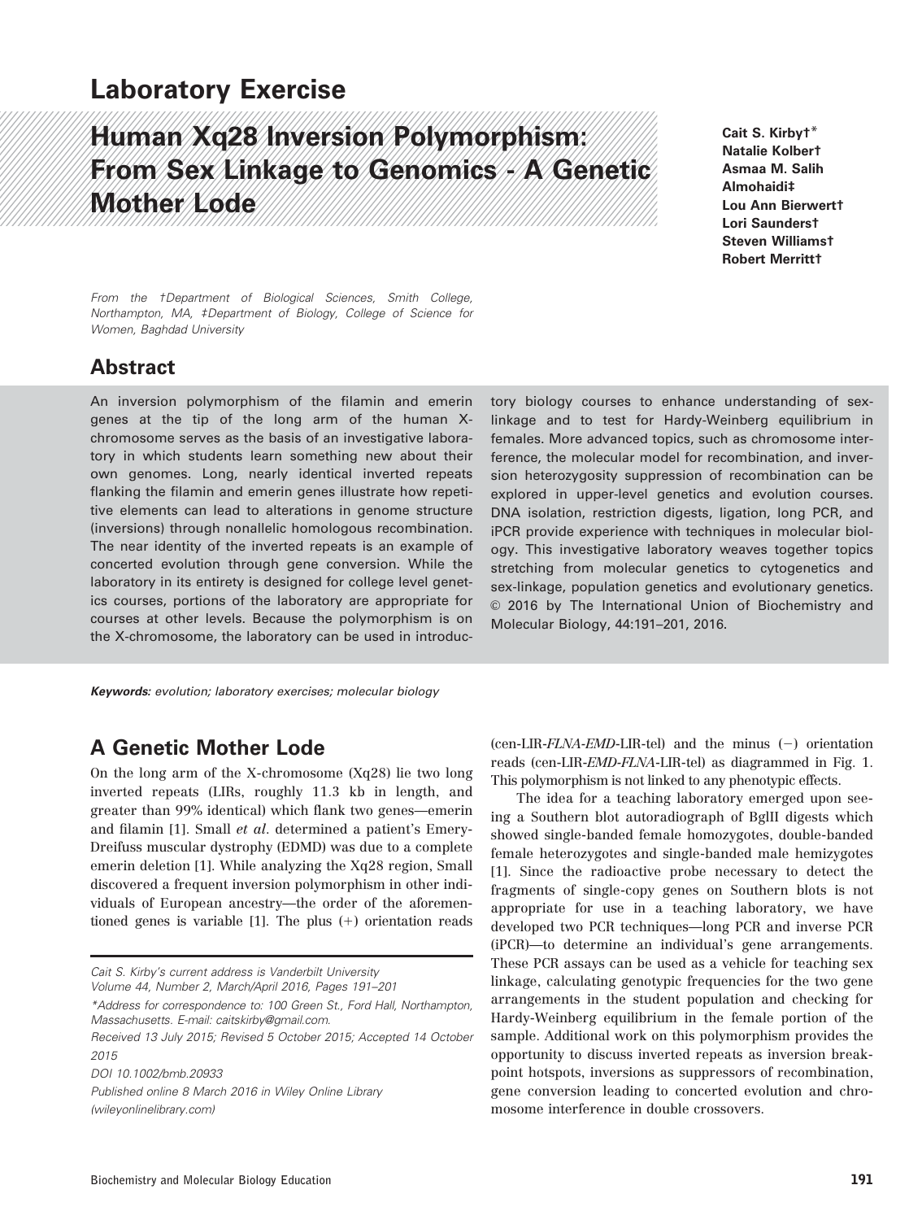## Laboratory Exercise

# Human Xq28 Inversion Polymorphism: From Sex Linkage to Genomics - A Genetic Mother Lode

**Cait S. Kirby†\***
**Natalie Kolbert†**
**Asmaa M. Salih Almohaidi‡**
**Lou Ann Bierwert†**
**Lori Saunders†**
**Steven Williams†**
**Robert Merritt†**

*From the †Department of Biological Sciences, Smith College, Northampton, MA, ‡Department of Biology, College of Science for Women, Baghdad University*

## Abstract

An inversion polymorphism of the filamin and emerin genes at the tip of the long arm of the human X-chromosome serves as the basis of an investigative laboratory in which students learn something new about their own genomes. Long, nearly identical inverted repeats flanking the filamin and emerin genes illustrate how repetitive elements can lead to alterations in genome structure (inversions) through nonallelic homologous recombination. The near identity of the inverted repeats is an example of concerted evolution through gene conversion. While the laboratory in its entirety is designed for college level genetics courses, portions of the laboratory are appropriate for courses at other levels. Because the polymorphism is on the X-chromosome, the laboratory can be used in introductory biology courses to enhance understanding of sex-linkage and to test for Hardy-Weinberg equilibrium in females. More advanced topics, such as chromosome interference, the molecular model for recombination, and inversion heterozygosity suppression of recombination can be explored in upper-level genetics and evolution courses. DNA isolation, restriction digests, ligation, long PCR, and iPCR provide experience with techniques in molecular biology. This investigative laboratory weaves together topics stretching from molecular genetics to cytogenetics and sex-linkage, population genetics and evolutionary genetics. © 2016 by The International Union of Biochemistry and Molecular Biology, 44:191–201, 2016.

**Keywords:** *evolution; laboratory exercises; molecular biology*

## A Genetic Mother Lode

On the long arm of the X-chromosome (Xq28) lie two long inverted repeats (LIRs, roughly 11.3 kb in length, and greater than 99% identical) which flank two genes—emerin and filamin [1]. Small *et al.* determined a patient's Emery-Dreifuss muscular dystrophy (EDMD) was due to a complete emerin deletion [1]. While analyzing the Xq28 region, Small discovered a frequent inversion polymorphism in other individuals of European ancestry—the order of the aforementioned genes is variable [1]. The plus (+) orientation reads (cen-LIR-*FLNA*-*EMD*-LIR-tel) and the minus (−) orientation reads (cen-LIR-*EMD*-*FLNA*-LIR-tel) as diagrammed in Fig. 1. This polymorphism is not linked to any phenotypic effects.

The idea for a teaching laboratory emerged upon seeing a Southern blot autoradiograph of BglII digests which showed single-banded female homozygotes, double-banded female heterozygotes and single-banded male hemizygotes [1]. Since the radioactive probe necessary to detect the fragments of single-copy genes on Southern blots is not appropriate for use in a teaching laboratory, we have developed two PCR techniques—long PCR and inverse PCR (iPCR)—to determine an individual's gene arrangements. These PCR assays can be used as a vehicle for teaching sex linkage, calculating genotypic frequencies for the two gene arrangements in the student population and checking for Hardy-Weinberg equilibrium in the female portion of the sample. Additional work on this polymorphism provides the opportunity to discuss inverted repeats as inversion breakpoint hotspots, inversions as suppressors of recombination, gene conversion leading to concerted evolution and chromosome interference in double crossovers.

---

Cait S. Kirby's current address is Vanderbilt University

\*Address for correspondence to: 100 Green St., Ford Hall, Northampton, Massachusetts. E-mail: caitskirby@gmail.com.

Received 13 July 2015; Revised 5 October 2015; Accepted 14 October 2015

DOI 10.1002/bmb.20933

Published online 8 March 2016 in Wiley Online Library (wileyonlinelibrary.com)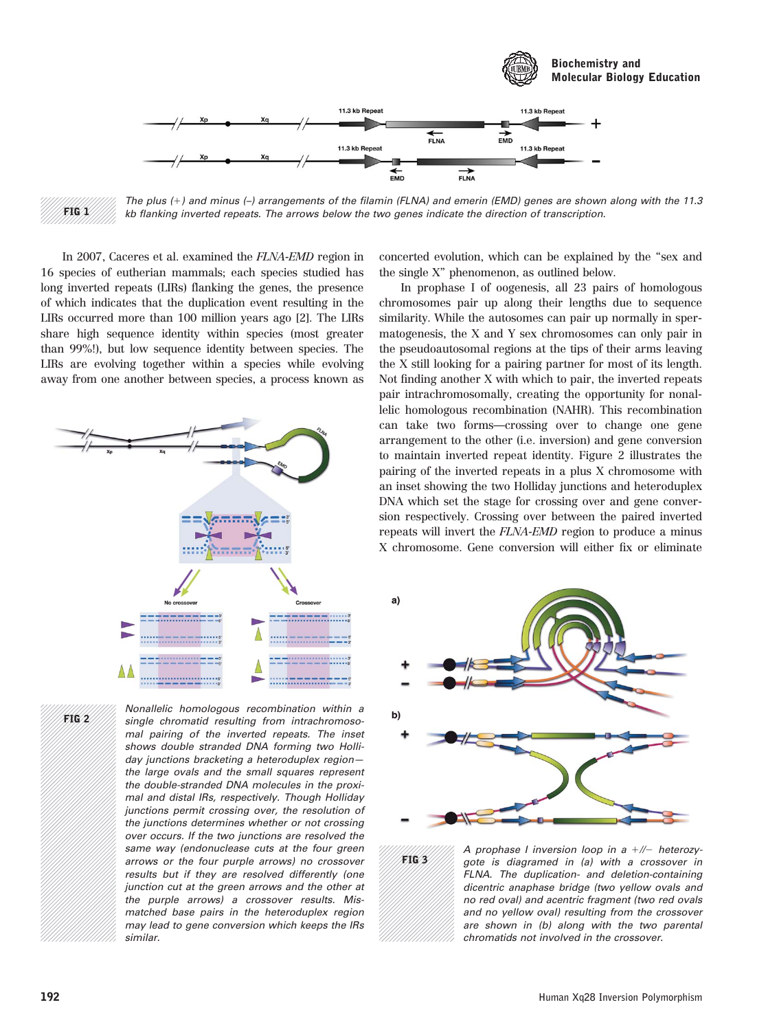FIG 1 The plus (+) and minus (–) arrangements of the filamin (FLNA) and emerin (EMD) genes are shown along with the 11.3 kb flanking inverted repeats. The arrows below the two genes indicate the direction of transcription.

In 2007, Caceres et al. examined the *FLNA-EMD* region in 16 species of eutherian mammals; each species studied has long inverted repeats (LIRs) flanking the genes, the presence of which indicates that the duplication event resulting in the LIRs occurred more than 100 million years ago [2]. The LIRs share high sequence identity within species (most greater than 99%!), but low sequence identity between species. The LIRs are evolving together within a species while evolving away from one another between species, a process known as concerted evolution, which can be explained by the "sex and the single X" phenomenon, as outlined below.

In prophase I of oogenesis, all 23 pairs of homologous chromosomes pair up along their lengths due to sequence similarity. While the autosomes can pair up normally in spermatogenesis, the X and Y sex chromosomes can only pair in the pseudoautosomal regions at the tips of their arms leaving the X still looking for a pairing partner for most of its length. Not finding another X with which to pair, the inverted repeats pair intrachromosomally, creating the opportunity for nonallelic homologous recombination (NAHR). This recombination can take two forms—crossing over to change one gene arrangement to the other (i.e. inversion) and gene conversion to maintain inverted repeat identity. Figure 2 illustrates the pairing of the inverted repeats in a plus X chromosome with an inset showing the two Holliday junctions and heteroduplex DNA which set the stage for crossing over and gene conversion respectively. Crossing over between the paired inverted repeats will invert the *FLNA-EMD* region to produce a minus X chromosome. Gene conversion will either fix or eliminate

FIG 2 Nonallelic homologous recombination within a single chromatid resulting from intrachromosomal pairing of the inverted repeats. The inset shows double stranded DNA forming two Holliday junctions bracketing a heteroduplex region—the large ovals and the small squares represent the double-stranded DNA molecules in the proximal and distal IRs, respectively. Though Holliday junctions permit crossing over, the resolution of the junctions determines whether or not crossing over occurs. If the two junctions are resolved the same way (endonuclease cuts at the four green arrows or the four purple arrows) no crossover results but if they are resolved differently (one junction cut at the green arrows and the other at the purple arrows) a crossover results. Mismatched base pairs in the heteroduplex region may lead to gene conversion which keeps the IRs similar.

FIG 3 A prophase I inversion loop in a +//– heterozygote is diagramed in (a) with a crossover in FLNA. The duplication- and deletion-containing dicentric anaphase bridge (two yellow ovals and no red oval) and acentric fragment (two red ovals and no yellow oval) resulting from the crossover are shown in (b) along with the two parental chromatids not involved in the crossover.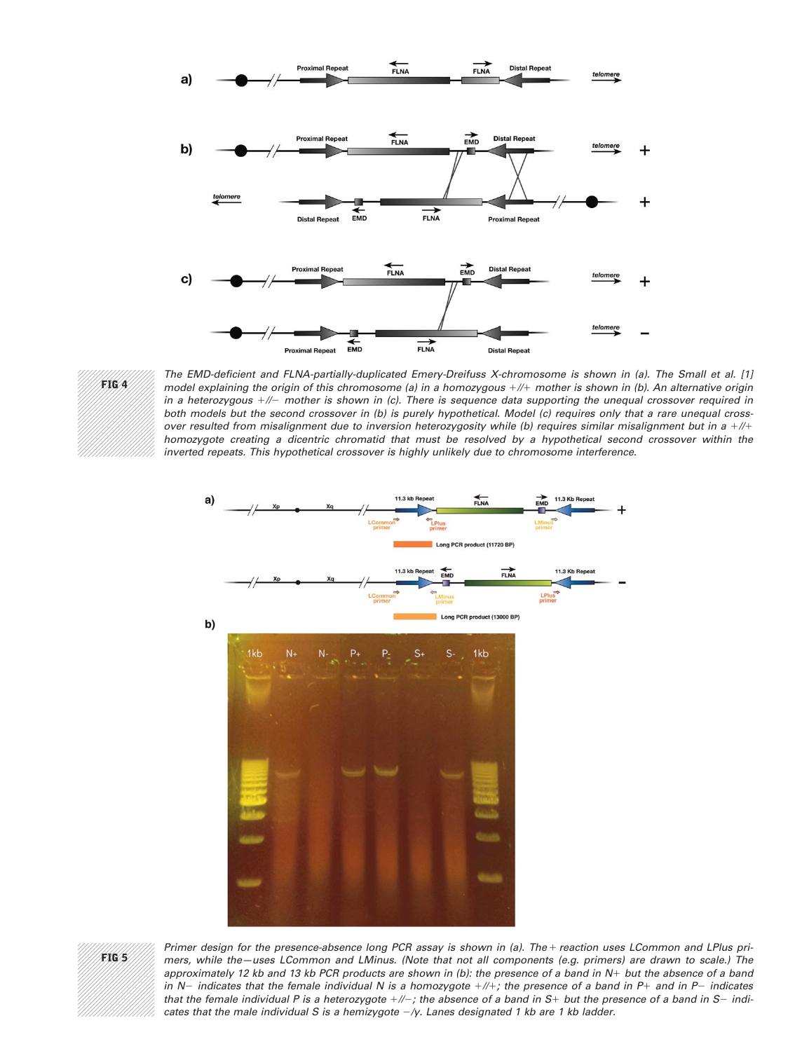FIG 4

The EMD-deficient and FLNA-partially-duplicated Emery-Dreifuss X-chromosome is shown in (a). The Small et al. [1] model explaining the origin of this chromosome (a) in a homozygous +//+ mother is shown in (b). An alternative origin in a heterozygous +//− mother is shown in (c). There is sequence data supporting the unequal crossover required in both models but the second crossover in (b) is purely hypothetical. Model (c) requires only that a rare unequal crossover resulted from misalignment due to inversion heterozygosity while (b) requires similar misalignment but in a +//+ homozygote creating a dicentric chromatid that must be resolved by a hypothetical second crossover within the inverted repeats. This hypothetical crossover is highly unlikely due to chromosome interference.

FIG 5

Primer design for the presence-absence long PCR assay is shown in (a). The + reaction uses LCommon and LPlus primers, while the − uses LCommon and LMinus. (Note that not all components (e.g. primers) are drawn to scale.) The approximately 12 kb and 13 kb PCR products are shown in (b): the presence of a band in N+ but the absence of a band in N− indicates that the female individual N is a homozygote +//+; the presence of a band in P+ and in P− indicates that the female individual P is a heterozygote +//−; the absence of a band in S+ but the presence of a band in S− indicates that the male individual S is a hemizygote −/y. Lanes designated 1 kb are 1 kb ladder.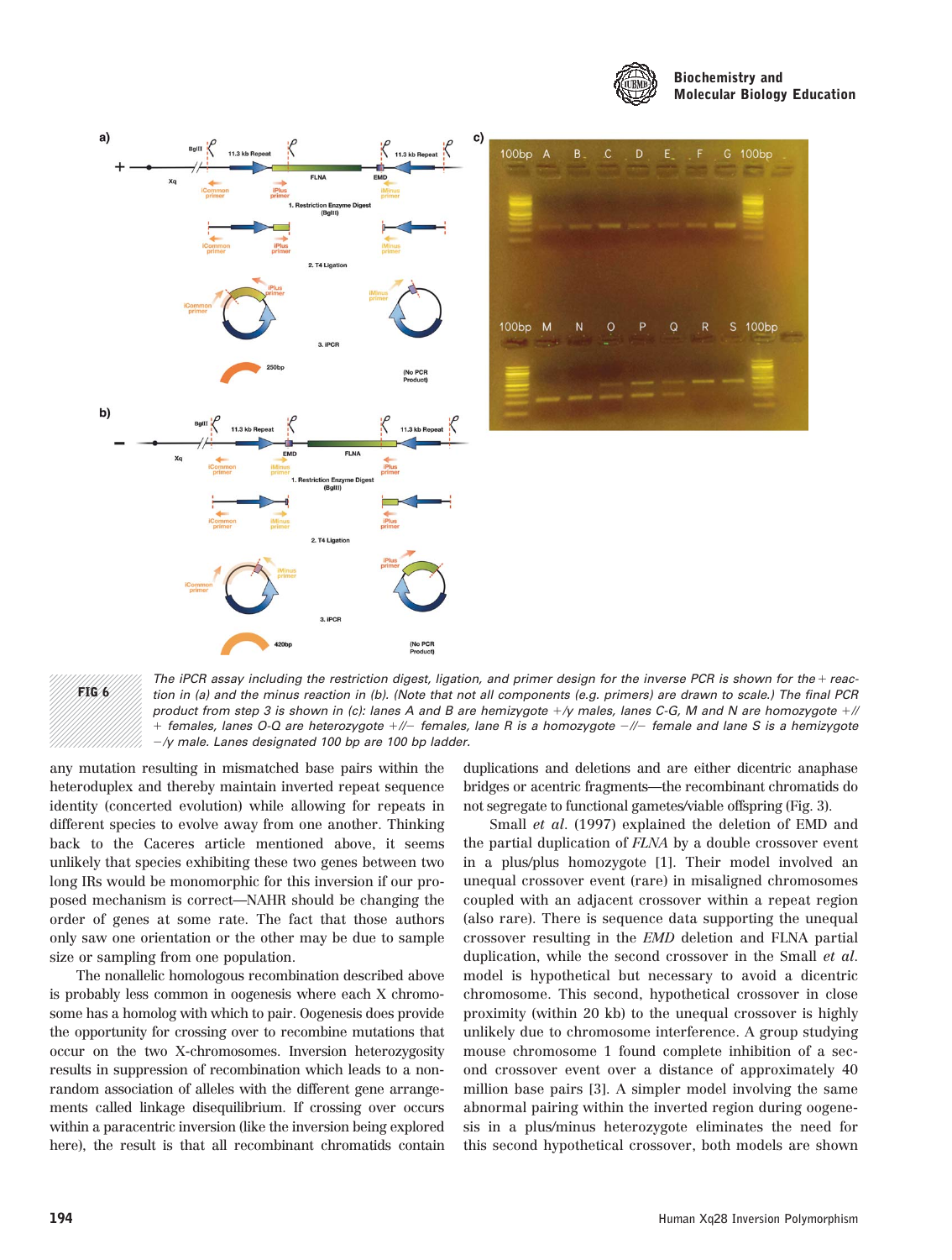**FIG 6** The iPCR assay including the restriction digest, ligation, and primer design for the inverse PCR is shown for the + reaction in (a) and the minus reaction in (b). (Note that not all components (e.g. primers) are drawn to scale.) The final PCR product from step 3 is shown in (c): lanes A and B are hemizygote +/y males, lanes C-G, M and N are homozygote +// + females, lanes O-Q are heterozygote +//− females, lane R is a homozygote −//− female and lane S is a hemizygote −/y male. Lanes designated 100 bp are 100 bp ladder.

any mutation resulting in mismatched base pairs within the heteroduplex and thereby maintain inverted repeat sequence identity (concerted evolution) while allowing for repeats in different species to evolve away from one another. Thinking back to the Caceres article mentioned above, it seems unlikely that species exhibiting these two genes between two long IRs would be monomorphic for this inversion if our proposed mechanism is correct—NAHR should be changing the order of genes at some rate. The fact that those authors only saw one orientation or the other may be due to sample size or sampling from one population.

The nonallelic homologous recombination described above is probably less common in oogenesis where each X chromosome has a homolog with which to pair. Oogenesis does provide the opportunity for crossing over to recombine mutations that occur on the two X-chromosomes. Inversion heterozygosity results in suppression of recombination which leads to a nonrandom association of alleles with the different gene arrangements called linkage disequilibrium. If crossing over occurs within a paracentric inversion (like the inversion being explored here), the result is that all recombinant chromatids contain duplications and deletions and are either dicentric anaphase bridges or acentric fragments—the recombinant chromatids do not segregate to functional gametes/viable offspring (Fig. 3).

Small *et al.* (1997) explained the deletion of EMD and the partial duplication of *FLNA* by a double crossover event in a plus/plus homozygote [1]. Their model involved an unequal crossover event (rare) in misaligned chromosomes coupled with an adjacent crossover within a repeat region (also rare). There is sequence data supporting the unequal crossover resulting in the *EMD* deletion and FLNA partial duplication, while the second crossover in the Small *et al.* model is hypothetical but necessary to avoid a dicentric chromosome. This second, hypothetical crossover in close proximity (within 20 kb) to the unequal crossover is highly unlikely due to chromosome interference. A group studying mouse chromosome 1 found complete inhibition of a second crossover event over a distance of approximately 40 million base pairs [3]. A simpler model involving the same abnormal pairing within the inverted region during oogenesis in a plus/minus heterozygote eliminates the need for this second hypothetical crossover, both models are shown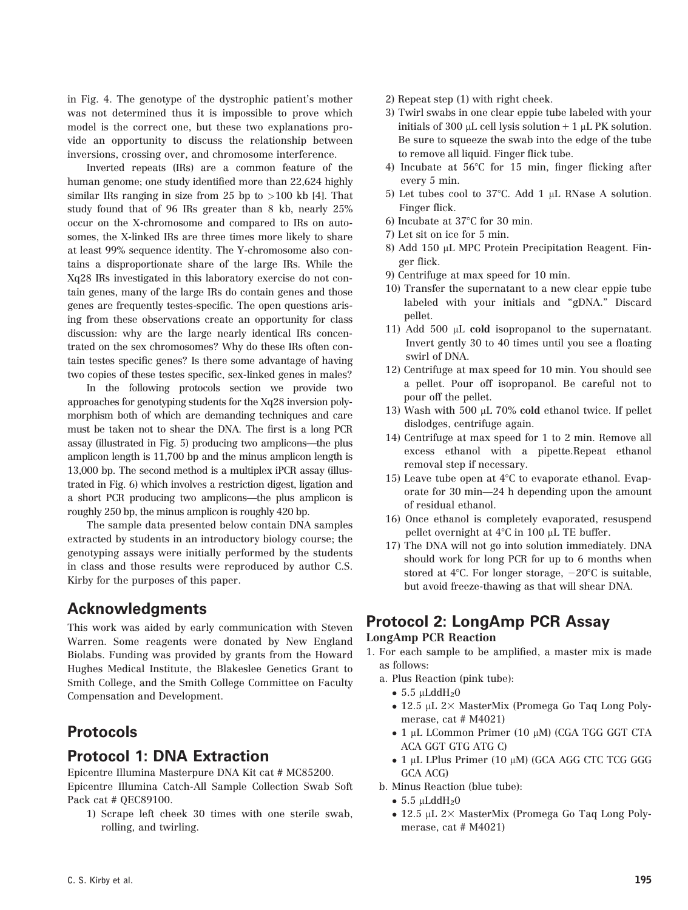in Fig. 4. The genotype of the dystrophic patient's mother was not determined thus it is impossible to prove which model is the correct one, but these two explanations provide an opportunity to discuss the relationship between inversions, crossing over, and chromosome interference.

Inverted repeats (IRs) are a common feature of the human genome; one study identified more than 22,624 highly similar IRs ranging in size from 25 bp to >100 kb [4]. That study found that of 96 IRs greater than 8 kb, nearly 25% occur on the X-chromosome and compared to IRs on autosomes, the X-linked IRs are three times more likely to share at least 99% sequence identity. The Y-chromosome also contains a disproportionate share of the large IRs. While the Xq28 IRs investigated in this laboratory exercise do not contain genes, many of the large IRs do contain genes and those genes are frequently testes-specific. The open questions arising from these observations create an opportunity for class discussion: why are the large nearly identical IRs concentrated on the sex chromosomes? Why do these IRs often contain testes specific genes? Is there some advantage of having two copies of these testes specific, sex-linked genes in males?

In the following protocols section we provide two approaches for genotyping students for the Xq28 inversion polymorphism both of which are demanding techniques and care must be taken not to shear the DNA. The first is a long PCR assay (illustrated in Fig. 5) producing two amplicons—the plus amplicon length is 11,700 bp and the minus amplicon length is 13,000 bp. The second method is a multiplex iPCR assay (illustrated in Fig. 6) which involves a restriction digest, ligation and a short PCR producing two amplicons—the plus amplicon is roughly 250 bp, the minus amplicon is roughly 420 bp.

The sample data presented below contain DNA samples extracted by students in an introductory biology course; the genotyping assays were initially performed by the students in class and those results were reproduced by author C.S. Kirby for the purposes of this paper.

## Acknowledgments

This work was aided by early communication with Steven Warren. Some reagents were donated by New England Biolabs. Funding was provided by grants from the Howard Hughes Medical Institute, the Blakeslee Genetics Grant to Smith College, and the Smith College Committee on Faculty Compensation and Development.

## Protocols

## Protocol 1: DNA Extraction

Epicentre Illumina Masterpure DNA Kit cat # MC85200.
Epicentre Illumina Catch-All Sample Collection Swab Soft Pack cat # QEC89100.

1) Scrape left cheek 30 times with one sterile swab, rolling, and twirling.
2) Repeat step (1) with right cheek.
3) Twirl swabs in one clear eppie tube labeled with your initials of 300 μL cell lysis solution + 1 μL PK solution. Be sure to squeeze the swab into the edge of the tube to remove all liquid. Finger flick tube.
4) Incubate at 56°C for 15 min, finger flicking after every 5 min.
5) Let tubes cool to 37°C. Add 1 μL RNase A solution. Finger flick.
6) Incubate at 37°C for 30 min.
7) Let sit on ice for 5 min.
8) Add 150 μL MPC Protein Precipitation Reagent. Finger flick.
9) Centrifuge at max speed for 10 min.
10) Transfer the supernatant to a new clear eppie tube labeled with your initials and "gDNA." Discard pellet.
11) Add 500 μL **cold** isopropanol to the supernatant. Invert gently 30 to 40 times until you see a floating swirl of DNA.
12) Centrifuge at max speed for 10 min. You should see a pellet. Pour off isopropanol. Be careful not to pour off the pellet.
13) Wash with 500 μL 70% **cold** ethanol twice. If pellet dislodges, centrifuge again.
14) Centrifuge at max speed for 1 to 2 min. Remove all excess ethanol with a pipette.Repeat ethanol removal step if necessary.
15) Leave tube open at 4°C to evaporate ethanol. Evaporate for 30 min—24 h depending upon the amount of residual ethanol.
16) Once ethanol is completely evaporated, resuspend pellet overnight at 4°C in 100 μL TE buffer.
17) The DNA will not go into solution immediately. DNA should work for long PCR for up to 6 months when stored at 4°C. For longer storage, −20°C is suitable, but avoid freeze-thawing as that will shear DNA.

## Protocol 2: LongAmp PCR Assay

### LongAmp PCR Reaction

1. For each sample to be amplified, a master mix is made as follows:
   a. Plus Reaction (pink tube):
      - 5.5 μLddH$_2$0
      - 12.5 μL 2× MasterMix (Promega Go Taq Long Polymerase, cat # M4021)
      - 1 μL LCommon Primer (10 μM) (CGA TGG GGT CTA ACA GGT GTG ATG C)
      - 1 μL LPlus Primer (10 μM) (GCA AGG CTC TCG GGG GCA ACG)
   
   b. Minus Reaction (blue tube):
      - 5.5 μLddH$_2$0
      - 12.5 μL 2× MasterMix (Promega Go Taq Long Polymerase, cat # M4021)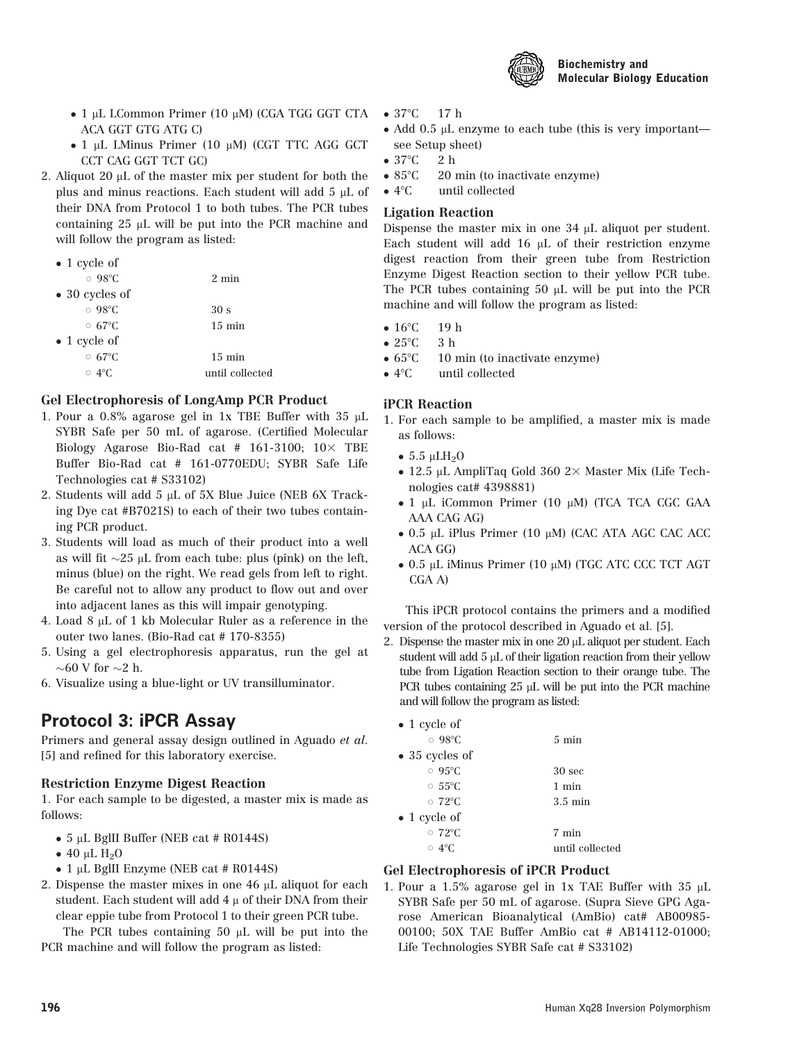- 1 μL LCommon Primer (10 μM) (CGA TGG GGT CTA ACA GGT GTG ATG C)
- 1 μL LMinus Primer (10 μM) (CGT TTC AGG GCT CCT CAG GGT TCT GC)

2. Aliquot 20 μL of the master mix per student for both the plus and minus reactions. Each student will add 5 μL of their DNA from Protocol 1 to both tubes. The PCR tubes containing 25 μL will be put into the PCR machine and will follow the program as listed:

- 1 cycle of
  - 98°C 2 min
- 30 cycles of
  - 98°C 30 s
  - 67°C 15 min
- 1 cycle of
  - 67°C 15 min
  - 4°C until collected

### Gel Electrophoresis of LongAmp PCR Product

1. Pour a 0.8% agarose gel in 1x TBE Buffer with 35 μL SYBR Safe per 50 mL of agarose. (Certified Molecular Biology Agarose Bio-Rad cat # 161-3100; 10× TBE Buffer Bio-Rad cat # 161-0770EDU; SYBR Safe Life Technologies cat # S33102)
2. Students will add 5 μL of 5X Blue Juice (NEB 6X Tracking Dye cat #B7021S) to each of their two tubes containing PCR product.
3. Students will load as much of their product into a well as will fit ~25 μL from each tube: plus (pink) on the left, minus (blue) on the right. We read gels from left to right. Be careful not to allow any product to flow out and over into adjacent lanes as this will impair genotyping.
4. Load 8 μL of 1 kb Molecular Ruler as a reference in the outer two lanes. (Bio-Rad cat # 170-8355)
5. Using a gel electrophoresis apparatus, run the gel at ~60 V for ~2 h.
6. Visualize using a blue-light or UV transilluminator.

## Protocol 3: iPCR Assay

Primers and general assay design outlined in Aguado *et al.* [5] and refined for this laboratory exercise.

### Restriction Enzyme Digest Reaction

1. For each sample to be digested, a master mix is made as follows:

- 5 μL BglII Buffer (NEB cat # R0144S)
- 40 μL $H_2O$
- 1 μL BglII Enzyme (NEB cat # R0144S)

2. Dispense the master mixes in one 46 μL aliquot for each student. Each student will add 4 μ of their DNA from their clear eppie tube from Protocol 1 to their green PCR tube.

The PCR tubes containing 50 μL will be put into the PCR machine and will follow the program as listed:

- 37°C 17 h
- Add 0.5 μL enzyme to each tube (this is very important—see Setup sheet)
- 37°C 2 h
- 85°C 20 min (to inactivate enzyme)
- 4°C until collected

### Ligation Reaction

Dispense the master mix in one 34 μL aliquot per student. Each student will add 16 μL of their restriction enzyme digest reaction from their green tube from Restriction Enzyme Digest Reaction section to their yellow PCR tube. The PCR tubes containing 50 μL will be put into the PCR machine and will follow the program as listed:

- 16°C 19 h
- 25°C 3 h
- 65°C 10 min (to inactivate enzyme)
- 4°C until collected

### iPCR Reaction

1. For each sample to be amplified, a master mix is made as follows:

- 5.5 μL$H_2O$
- 12.5 μL AmpliTaq Gold 360 2× Master Mix (Life Technologies cat# 4398881)
- 1 μL iCommon Primer (10 μM) (TCA TCA CGC GAA AAA CAG AG)
- 0.5 μL iPlus Primer (10 μM) (CAC ATA AGC CAC ACC ACA GG)
- 0.5 μL iMinus Primer (10 μM) (TGC ATC CCC TCT AGT CGA A)

This iPCR protocol contains the primers and a modified version of the protocol described in Aguado et al. [5].

2. Dispense the master mix in one 20 μL aliquot per student. Each student will add 5 μL of their ligation reaction from their yellow tube from Ligation Reaction section to their orange tube. The PCR tubes containing 25 μL will be put into the PCR machine and will follow the program as listed:

- 1 cycle of
  - 98°C 5 min
- 35 cycles of
  - 95°C 30 sec
  - 55°C 1 min
  - 72°C 3.5 min
- 1 cycle of
  - 72°C 7 min
  - 4°C until collected

### Gel Electrophoresis of iPCR Product

1. Pour a 1.5% agarose gel in 1x TAE Buffer with 35 μL SYBR Safe per 50 mL of agarose. (Supra Sieve GPG Agarose American Bioanalytical (AmBio) cat# AB00985-00100; 50X TAE Buffer AmBio cat # AB14112-01000; Life Technologies SYBR Safe cat # S33102)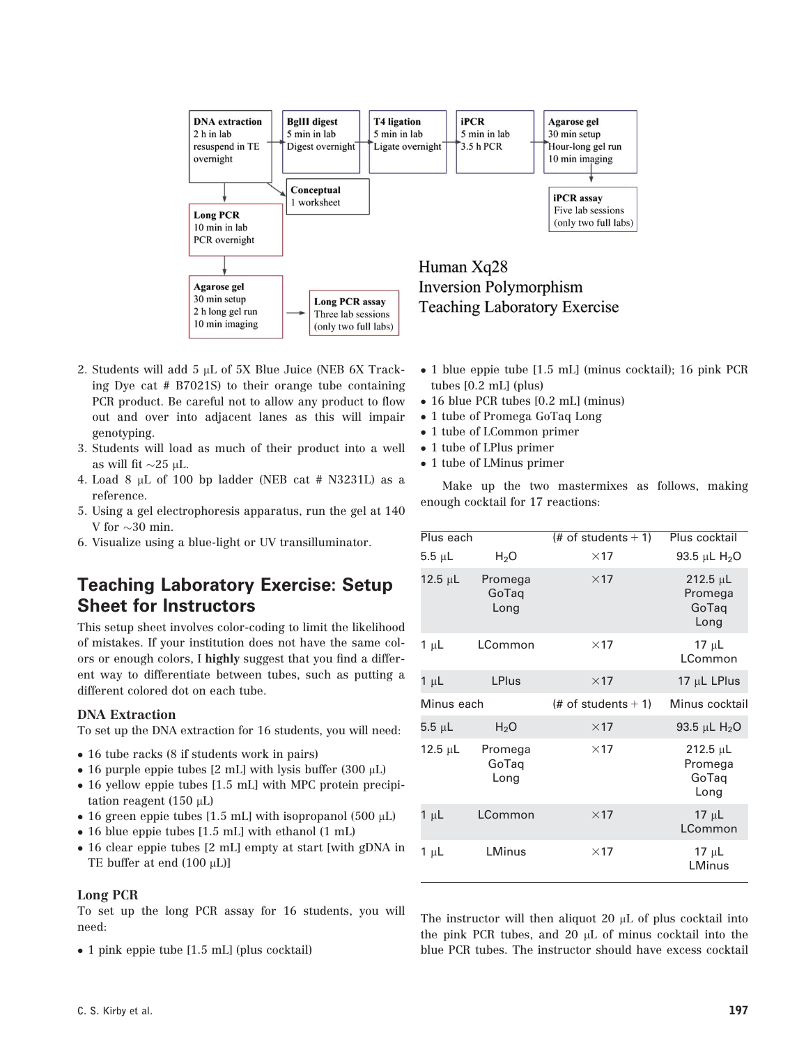DNA extraction
2 h in lab
resuspend in TE overnight

BglII digest
5 min in lab
Digest overnight

T4 ligation
5 min in lab
Ligate overnight

iPCR
5 min in lab
3.5 h PCR

Agarose gel
30 min setup
Hour-long gel run
10 min imaging

Conceptual
1 worksheet

iPCR assay
Five lab sessions
(only two full labs)

Long PCR
10 min in lab
PCR overnight

Agarose gel
30 min setup
2 h long gel run
10 min imaging

Long PCR assay
Three lab sessions
(only two full labs)

Human Xq28
Inversion Polymorphism
Teaching Laboratory Exercise

2. Students will add 5 μL of 5X Blue Juice (NEB 6X Tracking Dye cat # B7021S) to their orange tube containing PCR product. Be careful not to allow any product to flow out and over into adjacent lanes as this will impair genotyping.
3. Students will load as much of their product into a well as will fit ~25 μL.
4. Load 8 μL of 100 bp ladder (NEB cat # N3231L) as a reference.
5. Using a gel electrophoresis apparatus, run the gel at 140 V for ~30 min.
6. Visualize using a blue-light or UV transilluminator.

## Teaching Laboratory Exercise: Setup Sheet for Instructors

This setup sheet involves color-coding to limit the likelihood of mistakes. If your institution does not have the same colors or enough colors, I **highly** suggest that you find a different way to differentiate between tubes, such as putting a different colored dot on each tube.

### DNA Extraction

To set up the DNA extraction for 16 students, you will need:

- 16 tube racks (8 if students work in pairs)
- 16 purple eppie tubes [2 mL] with lysis buffer (300 μL)
- 16 yellow eppie tubes [1.5 mL] with MPC protein precipitation reagent (150 μL)
- 16 green eppie tubes [1.5 mL] with isopropanol (500 μL)
- 16 blue eppie tubes [1.5 mL] with ethanol (1 mL)
- 16 clear eppie tubes [2 mL] empty at start [with gDNA in TE buffer at end (100 μL)]

### Long PCR

To set up the long PCR assay for 16 students, you will need:

- 1 pink eppie tube [1.5 mL] (plus cocktail)
- 1 blue eppie tube [1.5 mL] (minus cocktail); 16 pink PCR tubes [0.2 mL] (plus)
- 16 blue PCR tubes [0.2 mL] (minus)
- 1 tube of Promega GoTaq Long
- 1 tube of LCommon primer
- 1 tube of LPlus primer
- 1 tube of LMinus primer

Make up the two mastermixes as follows, making enough cocktail for 17 reactions:

| Plus each | | (# of students + 1) | Plus cocktail |
|---|---|---|---|
| 5.5 μL | $H_2O$ | ×17 | 93.5 μL $H_2O$ |
| 12.5 μL | Promega GoTaq Long | ×17 | 212.5 μL Promega GoTaq Long |
| 1 μL | LCommon | ×17 | 17 μL LCommon |
| 1 μL | LPlus | ×17 | 17 μL LPlus |
| **Minus each** | | **(# of students + 1)** | **Minus cocktail** |
| 5.5 μL | $H_2O$ | ×17 | 93.5 μL $H_2O$ |
| 12.5 μL | Promega GoTaq Long | ×17 | 212.5 μL Promega GoTaq Long |
| 1 μL | LCommon | ×17 | 17 μL LCommon |
| 1 μL | LMinus | ×17 | 17 μL LMinus |

The instructor will then aliquot 20 μL of plus cocktail into the pink PCR tubes, and 20 μL of minus cocktail into the blue PCR tubes. The instructor should have excess cocktail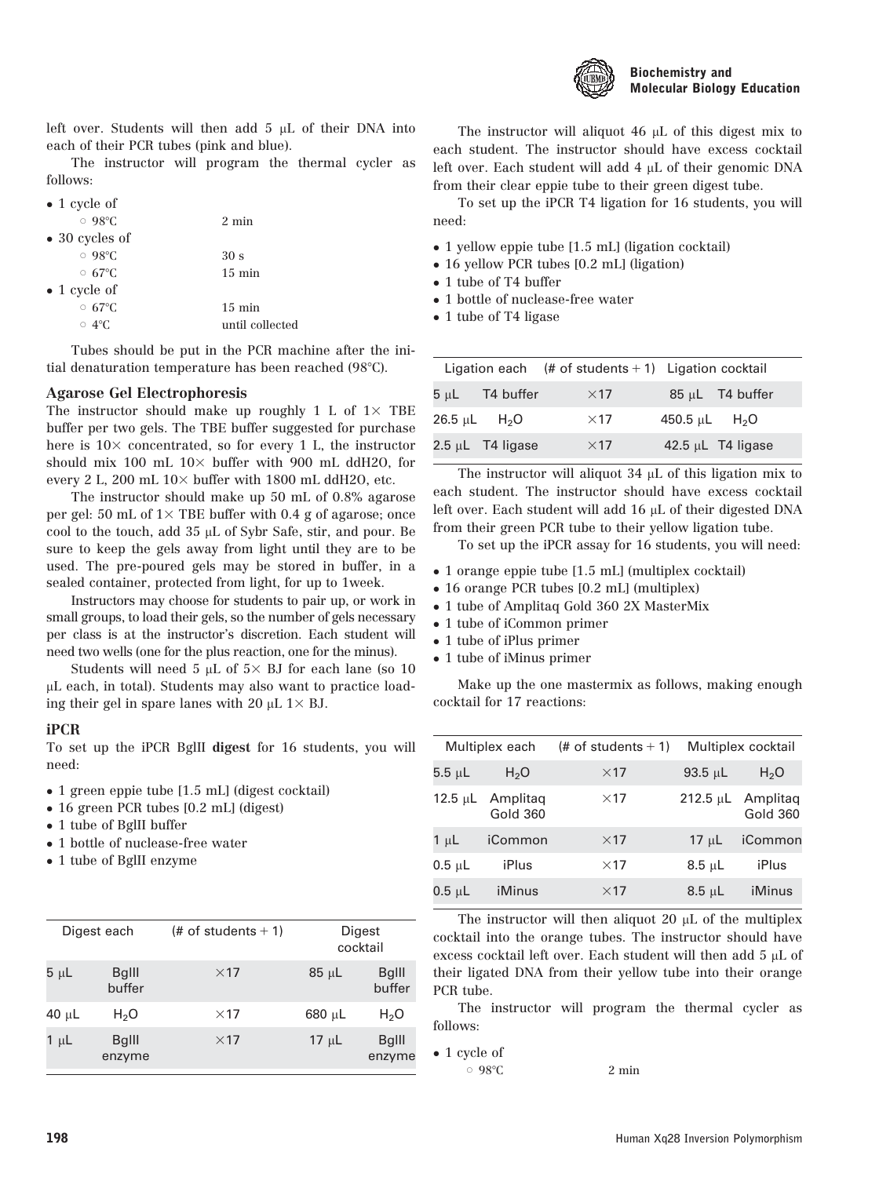left over. Students will then add 5 μL of their DNA into each of their PCR tubes (pink and blue).

The instructor will program the thermal cycler as follows:

- 1 cycle of
  - 98°C 2 min
- 30 cycles of
  - 98°C 30 s
  - 67°C 15 min
- 1 cycle of
  - 67°C 15 min
  - 4°C until collected

Tubes should be put in the PCR machine after the initial denaturation temperature has been reached (98°C).

### Agarose Gel Electrophoresis

The instructor should make up roughly 1 L of 1× TBE buffer per two gels. The TBE buffer suggested for purchase here is 10× concentrated, so for every 1 L, the instructor should mix 100 mL 10× buffer with 900 mL ddH2O, for every 2 L, 200 mL 10× buffer with 1800 mL ddH2O, etc.

The instructor should make up 50 mL of 0.8% agarose per gel: 50 mL of 1× TBE buffer with 0.4 g of agarose; once cool to the touch, add 35 μL of Sybr Safe, stir, and pour. Be sure to keep the gels away from light until they are to be used. The pre-poured gels may be stored in buffer, in a sealed container, protected from light, for up to 1week.

Instructors may choose for students to pair up, or work in small groups, to load their gels, so the number of gels necessary per class is at the instructor's discretion. Each student will need two wells (one for the plus reaction, one for the minus).

Students will need 5 μL of 5× BJ for each lane (so 10 μL each, in total). Students may also want to practice loading their gel in spare lanes with 20 μL 1× BJ.

### iPCR

To set up the iPCR BglII **digest** for 16 students, you will need:

- 1 green eppie tube [1.5 mL] (digest cocktail)
- 16 green PCR tubes [0.2 mL] (digest)
- 1 tube of BglII buffer
- 1 bottle of nuclease-free water
- 1 tube of BglII enzyme

| Digest each | | (# of students + 1) | Digest cocktail | |
|---|---|---|---|---|
| 5 μL | BglII buffer | ×17 | 85 μL | BglII buffer |
| 40 μL | $H_2O$ | ×17 | 680 μL | $H_2O$ |
| 1 μL | BglII enzyme | ×17 | 17 μL | BglII enzyme |

The instructor will aliquot 46 μL of this digest mix to each student. The instructor should have excess cocktail left over. Each student will add 4 μL of their genomic DNA from their clear eppie tube to their green digest tube.

To set up the iPCR T4 ligation for 16 students, you will need:

- 1 yellow eppie tube [1.5 mL] (ligation cocktail)
- 16 yellow PCR tubes [0.2 mL] (ligation)
- 1 tube of T4 buffer
- 1 bottle of nuclease-free water
- 1 tube of T4 ligase

| Ligation each | | (# of students + 1) | Ligation cocktail | |
|---|---|---|---|---|
| 5 μL | T4 buffer | ×17 | 85 μL | T4 buffer |
| 26.5 μL | $H_2O$ | ×17 | 450.5 μL | $H_2O$ |
| 2.5 μL | T4 ligase | ×17 | 42.5 μL | T4 ligase |

The instructor will aliquot 34 μL of this ligation mix to each student. The instructor should have excess cocktail left over. Each student will add 16 μL of their digested DNA from their green PCR tube to their yellow ligation tube.

To set up the iPCR assay for 16 students, you will need:

- 1 orange eppie tube [1.5 mL] (multiplex cocktail)
- 16 orange PCR tubes [0.2 mL] (multiplex)
- 1 tube of Amplitaq Gold 360 2X MasterMix
- 1 tube of iCommon primer
- 1 tube of iPlus primer
- 1 tube of iMinus primer

Make up the one mastermix as follows, making enough cocktail for 17 reactions:

| Multiplex each | | (# of students + 1) | Multiplex cocktail | |
|---|---|---|---|---|
| 5.5 μL | $H_2O$ | ×17 | 93.5 μL | $H_2O$ |
| 12.5 μL | Amplitaq Gold 360 | ×17 | 212.5 μL | Amplitaq Gold 360 |
| 1 μL | iCommon | ×17 | 17 μL | iCommon |
| 0.5 μL | iPlus | ×17 | 8.5 μL | iPlus |
| 0.5 μL | iMinus | ×17 | 8.5 μL | iMinus |

The instructor will then aliquot 20 μL of the multiplex cocktail into the orange tubes. The instructor should have excess cocktail left over. Each student will then add 5 μL of their ligated DNA from their yellow tube into their orange PCR tube.

The instructor will program the thermal cycler as follows:

- 1 cycle of
  - 98°C 2 min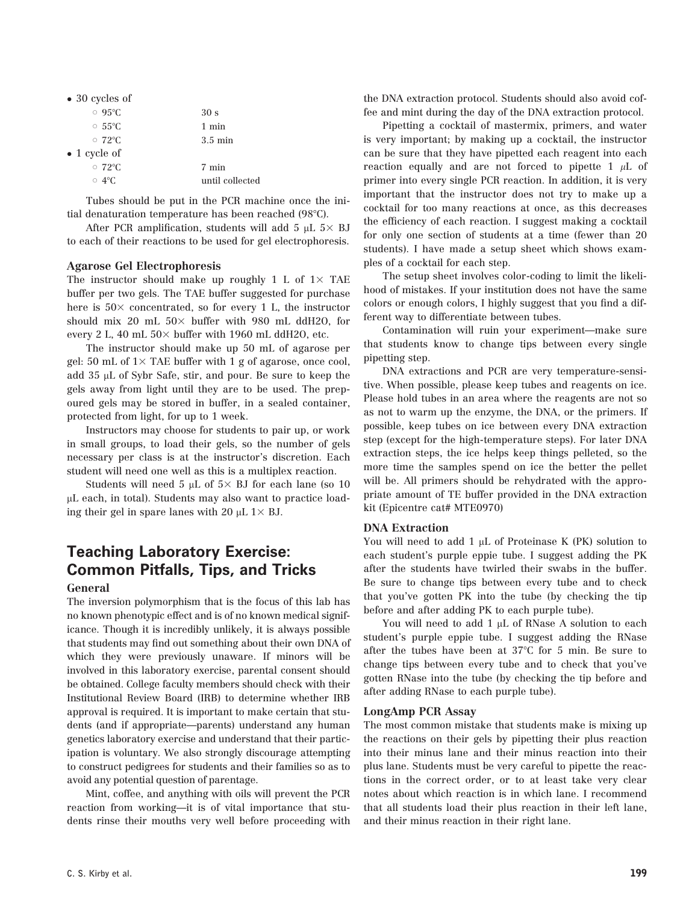- 30 cycles of
  - 95°C 30 s
  - 55°C 1 min
  - 72°C 3.5 min
- 1 cycle of
  - 72°C 7 min
  - 4°C until collected

Tubes should be put in the PCR machine once the initial denaturation temperature has been reached (98°C).

After PCR amplification, students will add 5 μL 5× BJ to each of their reactions to be used for gel electrophoresis.

### Agarose Gel Electrophoresis

The instructor should make up roughly 1 L of 1× TAE buffer per two gels. The TAE buffer suggested for purchase here is 50× concentrated, so for every 1 L, the instructor should mix 20 mL 50× buffer with 980 mL ddH2O, for every 2 L, 40 mL 50× buffer with 1960 mL ddH2O, etc.

The instructor should make up 50 mL of agarose per gel: 50 mL of 1× TAE buffer with 1 g of agarose, once cool, add 35 μL of Sybr Safe, stir, and pour. Be sure to keep the gels away from light until they are to be used. The prepoured gels may be stored in buffer, in a sealed container, protected from light, for up to 1 week.

Instructors may choose for students to pair up, or work in small groups, to load their gels, so the number of gels necessary per class is at the instructor's discretion. Each student will need one well as this is a multiplex reaction.

Students will need 5 μL of 5× BJ for each lane (so 10 μL each, in total). Students may also want to practice loading their gel in spare lanes with 20 μL 1× BJ.

## Teaching Laboratory Exercise: Common Pitfalls, Tips, and Tricks

### General

The inversion polymorphism that is the focus of this lab has no known phenotypic effect and is of no known medical significance. Though it is incredibly unlikely, it is always possible that students may find out something about their own DNA of which they were previously unaware. If minors will be involved in this laboratory exercise, parental consent should be obtained. College faculty members should check with their Institutional Review Board (IRB) to determine whether IRB approval is required. It is important to make certain that students (and if appropriate—parents) understand any human genetics laboratory exercise and understand that their participation is voluntary. We also strongly discourage attempting to construct pedigrees for students and their families so as to avoid any potential question of parentage.

Mint, coffee, and anything with oils will prevent the PCR reaction from working—it is of vital importance that students rinse their mouths very well before proceeding with the DNA extraction protocol. Students should also avoid coffee and mint during the day of the DNA extraction protocol.

Pipetting a cocktail of mastermix, primers, and water is very important; by making up a cocktail, the instructor can be sure that they have pipetted each reagent into each reaction equally and are not forced to pipette 1 μL of primer into every single PCR reaction. In addition, it is very important that the instructor does not try to make up a cocktail for too many reactions at once, as this decreases the efficiency of each reaction. I suggest making a cocktail for only one section of students at a time (fewer than 20 students). I have made a setup sheet which shows examples of a cocktail for each step.

The setup sheet involves color-coding to limit the likelihood of mistakes. If your institution does not have the same colors or enough colors, I highly suggest that you find a different way to differentiate between tubes.

Contamination will ruin your experiment—make sure that students know to change tips between every single pipetting step.

DNA extractions and PCR are very temperature-sensitive. When possible, please keep tubes and reagents on ice. Please hold tubes in an area where the reagents are not so as not to warm up the enzyme, the DNA, or the primers. If possible, keep tubes on ice between every DNA extraction step (except for the high-temperature steps). For later DNA extraction steps, the ice helps keep things pelleted, so the more time the samples spend on ice the better the pellet will be. All primers should be rehydrated with the appropriate amount of TE buffer provided in the DNA extraction kit (Epicentre cat# MTE0970)

### DNA Extraction

You will need to add 1 μL of Proteinase K (PK) solution to each student's purple eppie tube. I suggest adding the PK after the students have twirled their swabs in the buffer. Be sure to change tips between every tube and to check that you've gotten PK into the tube (by checking the tip before and after adding PK to each purple tube).

You will need to add 1 μL of RNase A solution to each student's purple eppie tube. I suggest adding the RNase after the tubes have been at 37°C for 5 min. Be sure to change tips between every tube and to check that you've gotten RNase into the tube (by checking the tip before and after adding RNase to each purple tube).

### LongAmp PCR Assay

The most common mistake that students make is mixing up the reactions on their gels by pipetting their plus reaction into their minus lane and their minus reaction into their plus lane. Students must be very careful to pipette the reactions in the correct order, or to at least take very clear notes about which reaction is in which lane. I recommend that all students load their plus reaction in their left lane, and their minus reaction in their right lane.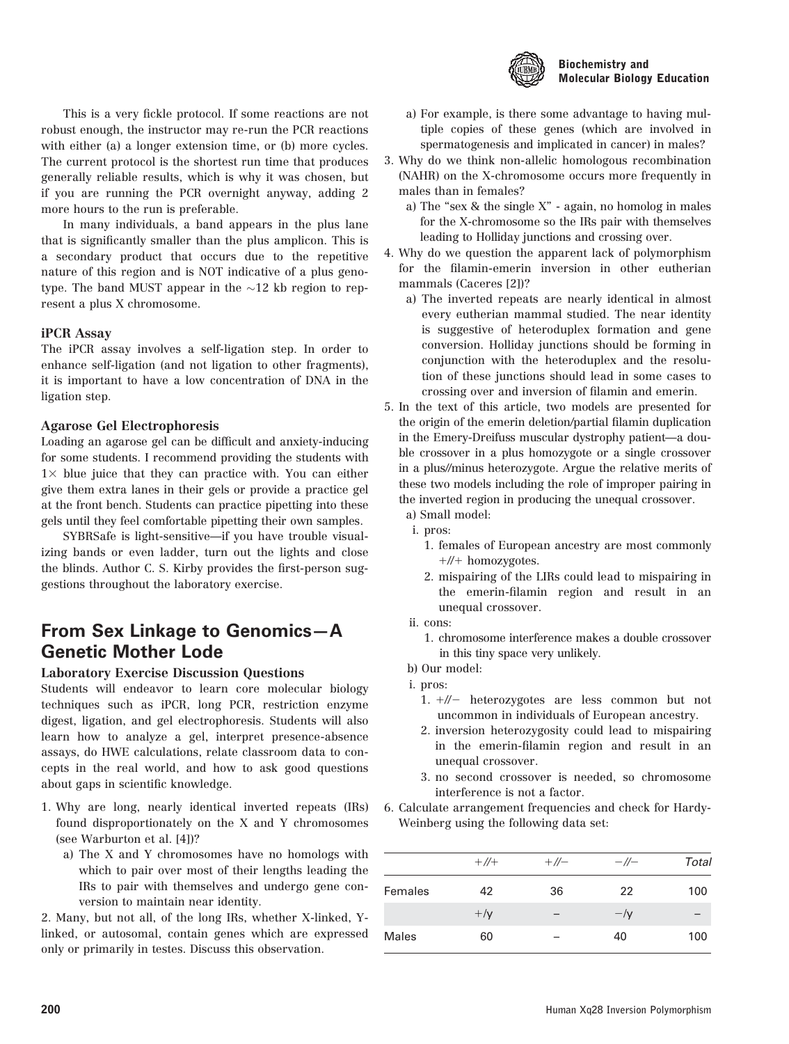This is a very fickle protocol. If some reactions are not robust enough, the instructor may re-run the PCR reactions with either (a) a longer extension time, or (b) more cycles. The current protocol is the shortest run time that produces generally reliable results, which is why it was chosen, but if you are running the PCR overnight anyway, adding 2 more hours to the run is preferable.

In many individuals, a band appears in the plus lane that is significantly smaller than the plus amplicon. This is a secondary product that occurs due to the repetitive nature of this region and is NOT indicative of a plus genotype. The band MUST appear in the ~12 kb region to represent a plus X chromosome.

### iPCR Assay

The iPCR assay involves a self-ligation step. In order to enhance self-ligation (and not ligation to other fragments), it is important to have a low concentration of DNA in the ligation step.

### Agarose Gel Electrophoresis

Loading an agarose gel can be difficult and anxiety-inducing for some students. I recommend providing the students with 1× blue juice that they can practice with. You can either give them extra lanes in their gels or provide a practice gel at the front bench. Students can practice pipetting into these gels until they feel comfortable pipetting their own samples.

SYBRSafe is light-sensitive—if you have trouble visualizing bands or even ladder, turn out the lights and close the blinds. Author C. S. Kirby provides the first-person suggestions throughout the laboratory exercise.

## From Sex Linkage to Genomics—A Genetic Mother Lode

### Laboratory Exercise Discussion Questions

Students will endeavor to learn core molecular biology techniques such as iPCR, long PCR, restriction enzyme digest, ligation, and gel electrophoresis. Students will also learn how to analyze a gel, interpret presence-absence assays, do HWE calculations, relate classroom data to concepts in the real world, and how to ask good questions about gaps in scientific knowledge.

1. Why are long, nearly identical inverted repeats (IRs) found disproportionately on the X and Y chromosomes (see Warburton et al. [4])?
   a) The X and Y chromosomes have no homologs with which to pair over most of their lengths leading the IRs to pair with themselves and undergo gene conversion to maintain near identity.
2. Many, but not all, of the long IRs, whether X-linked, Y-linked, or autosomal, contain genes which are expressed only or primarily in testes. Discuss this observation.
   a) For example, is there some advantage to having multiple copies of these genes (which are involved in spermatogenesis and implicated in cancer) in males?
3. Why do we think non-allelic homologous recombination (NAHR) on the X-chromosome occurs more frequently in males than in females?
   a) The "sex & the single X" - again, no homolog in males for the X-chromosome so the IRs pair with themselves leading to Holliday junctions and crossing over.
4. Why do we question the apparent lack of polymorphism for the filamin-emerin inversion in other eutherian mammals (Caceres [2])?
   a) The inverted repeats are nearly identical in almost every eutherian mammal studied. The near identity is suggestive of heteroduplex formation and gene conversion. Holliday junctions should be forming in conjunction with the heteroduplex and the resolution of these junctions should lead in some cases to crossing over and inversion of filamin and emerin.
5. In the text of this article, two models are presented for the origin of the emerin deletion/partial filamin duplication in the Emery-Dreifuss muscular dystrophy patient—a double crossover in a plus homozygote or a single crossover in a plus//minus heterozygote. Argue the relative merits of these two models including the role of improper pairing in the inverted region in producing the unequal crossover.
   a) Small model:
      i. pros:
         1. females of European ancestry are most commonly +//+ homozygotes.
         2. mispairing of the LIRs could lead to mispairing in the emerin-filamin region and result in an unequal crossover.
      ii. cons:
         1. chromosome interference makes a double crossover in this tiny space very unlikely.
   b) Our model:
      i. pros:
         1. +//− heterozygotes are less common but not uncommon in individuals of European ancestry.
         2. inversion heterozygosity could lead to mispairing in the emerin-filamin region and result in an unequal crossover.
         3. no second crossover is needed, so chromosome interference is not a factor.
6. Calculate arrangement frequencies and check for Hardy-Weinberg using the following data set:

| | +//+ | +//− | −//− | *Total* |
|---|---|---|---|---|
| Females | 42 | 36 | 22 | 100 |
| | +/y | – | −/y | – |
| Males | 60 | – | 40 | 100 |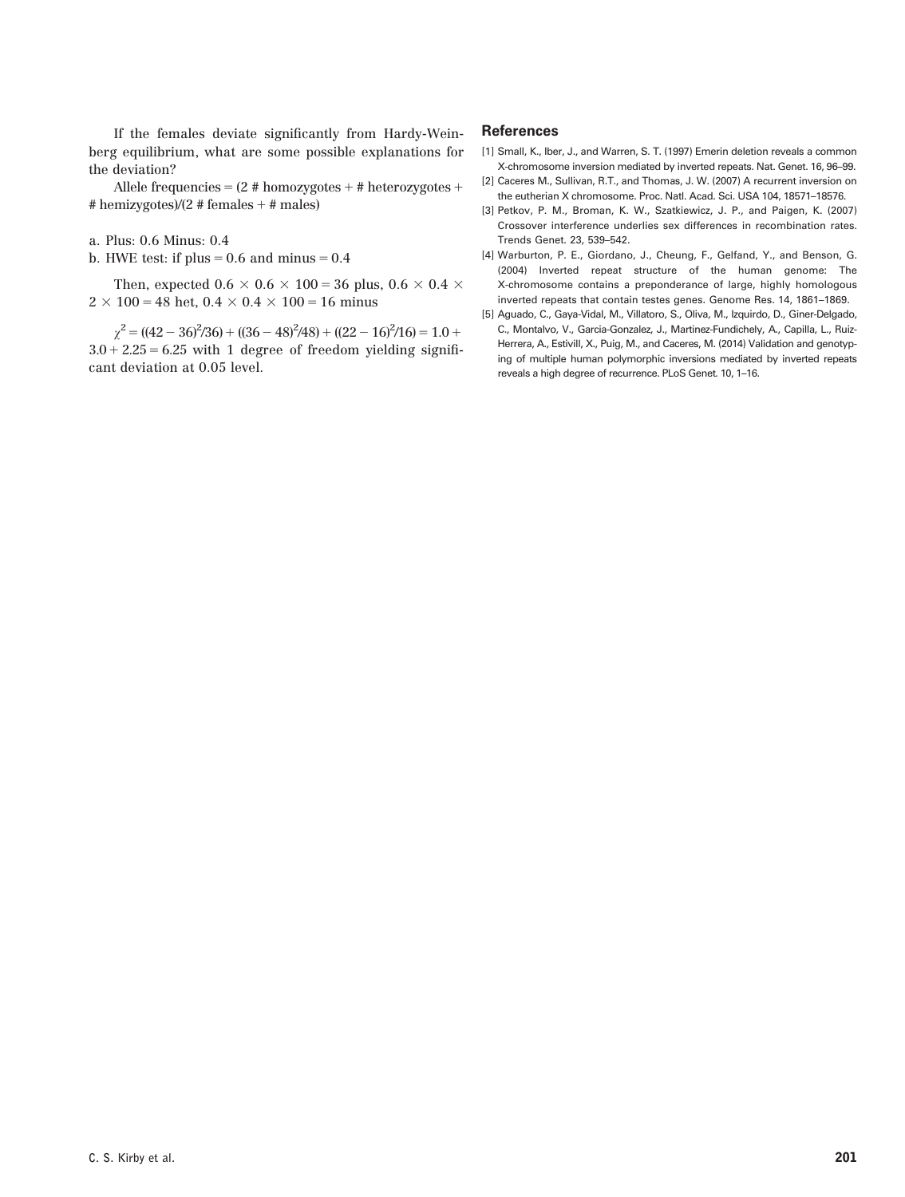If the females deviate significantly from Hardy-Weinberg equilibrium, what are some possible explanations for the deviation?

Allele frequencies = (2 # homozygotes + # heterozygotes + # hemizygotes)/(2 # females + # males)

a. Plus: 0.6 Minus: 0.4
b. HWE test: if plus = 0.6 and minus = 0.4

Then, expected $0.6 \times 0.6 \times 100 = 36$ plus, $0.6 \times 0.4 \times 2 \times 100 = 48$ het, $0.4 \times 0.4 \times 100 = 16$ minus

$\chi^2 = ((42 - 36)^2/36) + ((36 - 48)^2/48) + ((22 - 16)^2/16) = 1.0 + 3.0 + 2.25 = 6.25$ with 1 degree of freedom yielding significant deviation at 0.05 level.

## References

[1] Small, K., Iber, J., and Warren, S. T. (1997) Emerin deletion reveals a common X-chromosome inversion mediated by inverted repeats. Nat. Genet. 16, 96–99.

[2] Caceres M., Sullivan, R.T., and Thomas, J. W. (2007) A recurrent inversion on the eutherian X chromosome. Proc. Natl. Acad. Sci. USA 104, 18571–18576.

[3] Petkov, P. M., Broman, K. W., Szatkiewicz, J. P., and Paigen, K. (2007) Crossover interference underlies sex differences in recombination rates. Trends Genet. 23, 539–542.

[4] Warburton, P. E., Giordano, J., Cheung, F., Gelfand, Y., and Benson, G. (2004) Inverted repeat structure of the human genome: The X-chromosome contains a preponderance of large, highly homologous inverted repeats that contain testes genes. Genome Res. 14, 1861–1869.

[5] Aguado, C., Gaya-Vidal, M., Villatoro, S., Oliva, M., Izquirdo, D., Giner-Delgado, C., Montalvo, V., Garcia-Gonzalez, J., Martinez-Fundichely, A., Capilla, L., Ruiz-Herrera, A., Estivill, X., Puig, M., and Caceres, M. (2014) Validation and genotyping of multiple human polymorphic inversions mediated by inverted repeats reveals a high degree of recurrence. PLoS Genet. 10, 1–16.